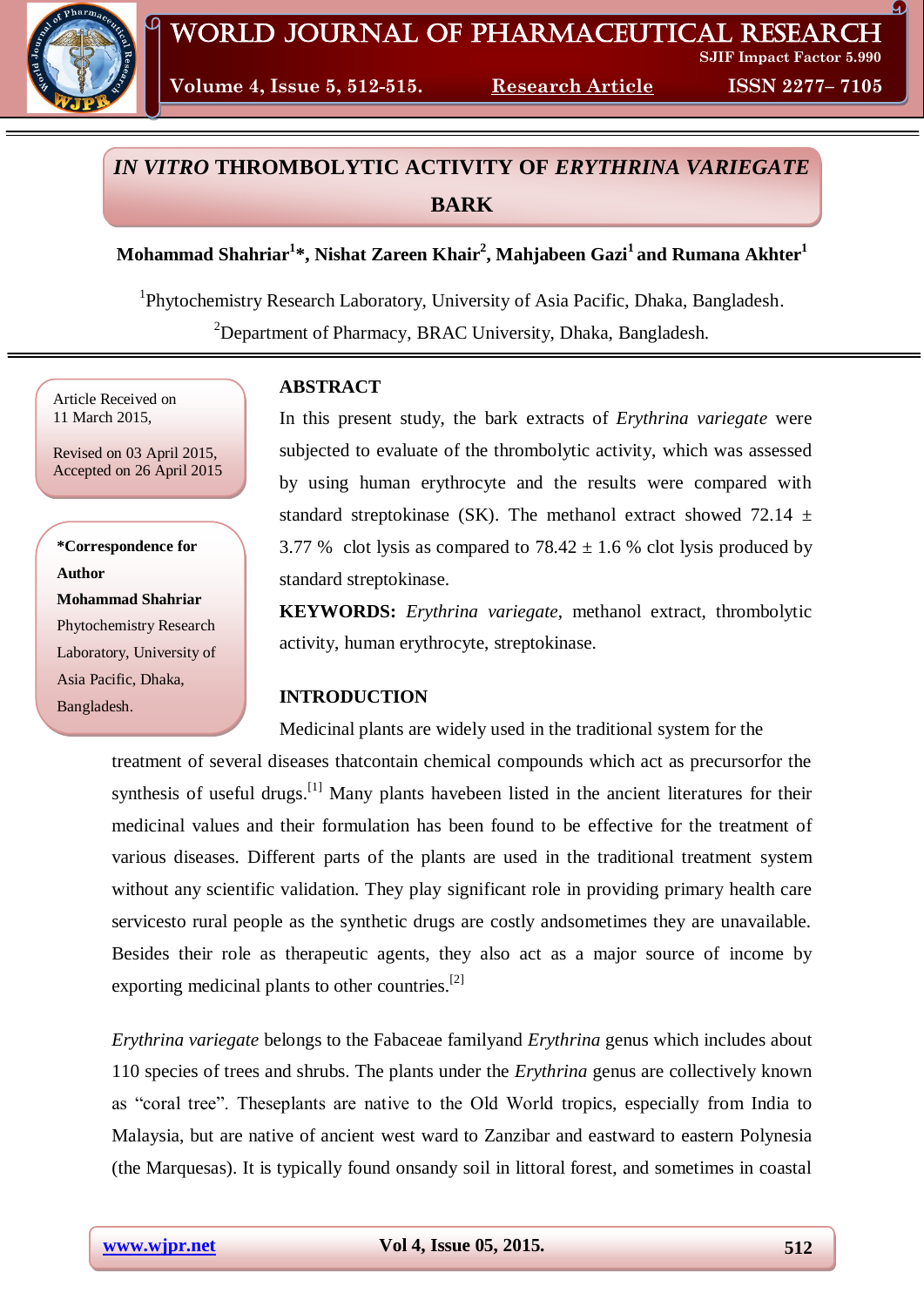# *IN VITRO* THROMBOLYTIC ACTIVITY OF *ERYTHRINA VARIEGATE* BARK

**Mohammad Shahriar[1]\*, Nishat Zareen Khair[2], Mahjabeen Gazi[1] and Rumana Akhter[1]**

[1]Phytochemistry Research Laboratory, University of Asia Pacific, Dhaka, Bangladesh.

[2]Department of Pharmacy, BRAC University, Dhaka, Bangladesh.

Article Received on 11 March 2015,

Revised on 03 April 2015, Accepted on 26 April 2015

**\*Correspondence for Author**

**Mohammad Shahriar**

Phytochemistry Research Laboratory, University of Asia Pacific, Dhaka, Bangladesh.

## ABSTRACT

In this present study, the bark extracts of *Erythrina variegate* were subjected to evaluate of the thrombolytic activity, which was assessed by using human erythrocyte and the results were compared with standard streptokinase (SK). The methanol extract showed 72.14 ± 3.77 % clot lysis as compared to 78.42 ± 1.6 % clot lysis produced by standard streptokinase.

**KEYWORDS:** *Erythrina variegate*, methanol extract, thrombolytic activity, human erythrocyte, streptokinase.

## INTRODUCTION

Medicinal plants are widely used in the traditional system for the treatment of several diseases thatcontain chemical compounds which act as precursorfor the synthesis of useful drugs.[1] Many plants havebeen listed in the ancient literatures for their medicinal values and their formulation has been found to be effective for the treatment of various diseases. Different parts of the plants are used in the traditional treatment system without any scientific validation. They play significant role in providing primary health care servicesto rural people as the synthetic drugs are costly andsometimes they are unavailable. Besides their role as therapeutic agents, they also act as a major source of income by exporting medicinal plants to other countries.[2]

*Erythrina variegate* belongs to the Fabaceae familyand *Erythrina* genus which includes about 110 species of trees and shrubs. The plants under the *Erythrina* genus are collectively known as "coral tree". Theseplants are native to the Old World tropics, especially from India to Malaysia, but are native of ancient west ward to Zanzibar and eastward to eastern Polynesia (the Marquesas). It is typically found onsandy soil in littoral forest, and sometimes in coastal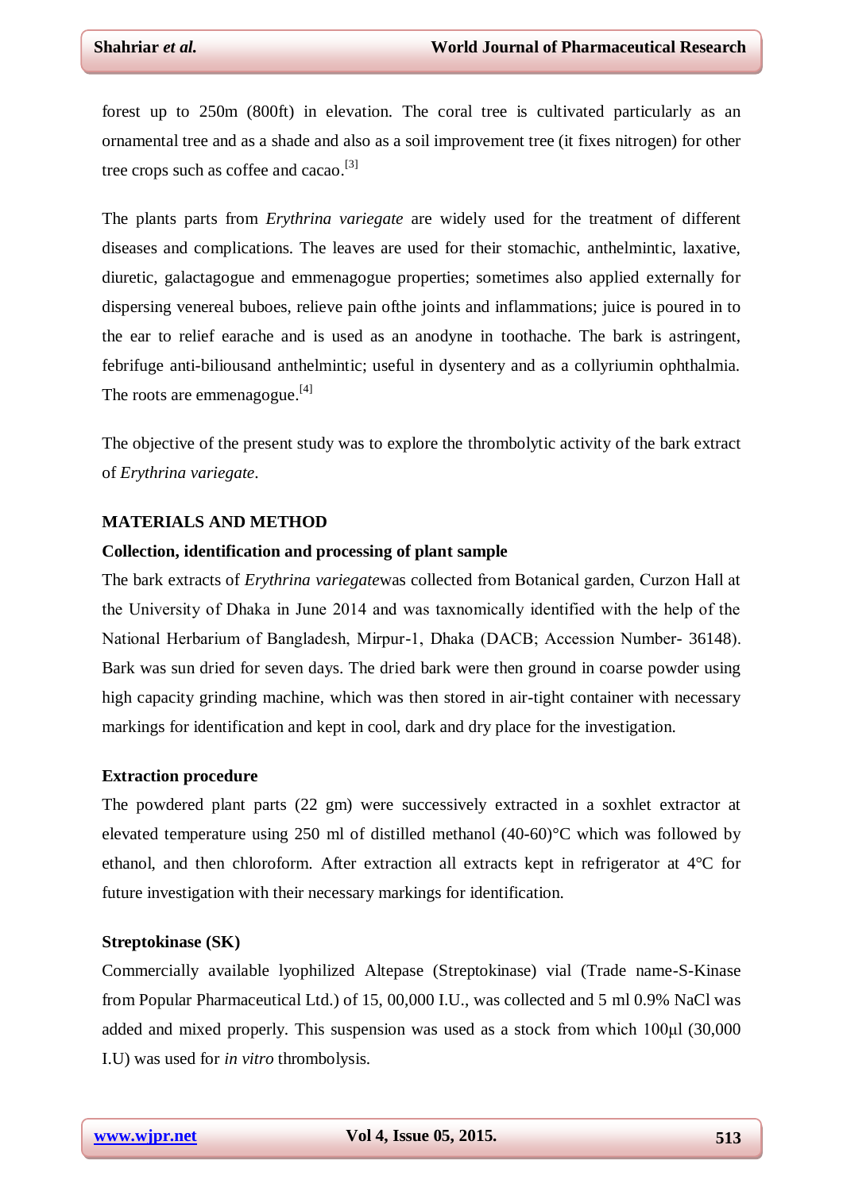forest up to 250m (800ft) in elevation. The coral tree is cultivated particularly as an ornamental tree and as a shade and also as a soil improvement tree (it fixes nitrogen) for other tree crops such as coffee and cacao.[3]

The plants parts from *Erythrina variegate* are widely used for the treatment of different diseases and complications. The leaves are used for their stomachic, anthelmintic, laxative, diuretic, galactagogue and emmenagogue properties; sometimes also applied externally for dispersing venereal buboes, relieve pain ofthe joints and inflammations; juice is poured in to the ear to relief earache and is used as an anodyne in toothache. The bark is astringent, febrifuge anti-biliousand anthelmintic; useful in dysentery and as a collyriumin ophthalmia. The roots are emmenagogue.[4]

The objective of the present study was to explore the thrombolytic activity of the bark extract of *Erythrina variegate*.

## MATERIALS AND METHOD

### Collection, identification and processing of plant sample

The bark extracts of *Erythrina variegate*was collected from Botanical garden, Curzon Hall at the University of Dhaka in June 2014 and was taxnomically identified with the help of the National Herbarium of Bangladesh, Mirpur-1, Dhaka (DACB; Accession Number- 36148). Bark was sun dried for seven days. The dried bark were then ground in coarse powder using high capacity grinding machine, which was then stored in air-tight container with necessary markings for identification and kept in cool, dark and dry place for the investigation.

### Extraction procedure

The powdered plant parts (22 gm) were successively extracted in a soxhlet extractor at elevated temperature using 250 ml of distilled methanol (40-60)°C which was followed by ethanol, and then chloroform. After extraction all extracts kept in refrigerator at 4°C for future investigation with their necessary markings for identification.

### Streptokinase (SK)

Commercially available lyophilized Altepase (Streptokinase) vial (Trade name-S-Kinase from Popular Pharmaceutical Ltd.) of 15, 00,000 I.U., was collected and 5 ml 0.9% NaCl was added and mixed properly. This suspension was used as a stock from which 100μl (30,000 I.U) was used for *in vitro* thrombolysis.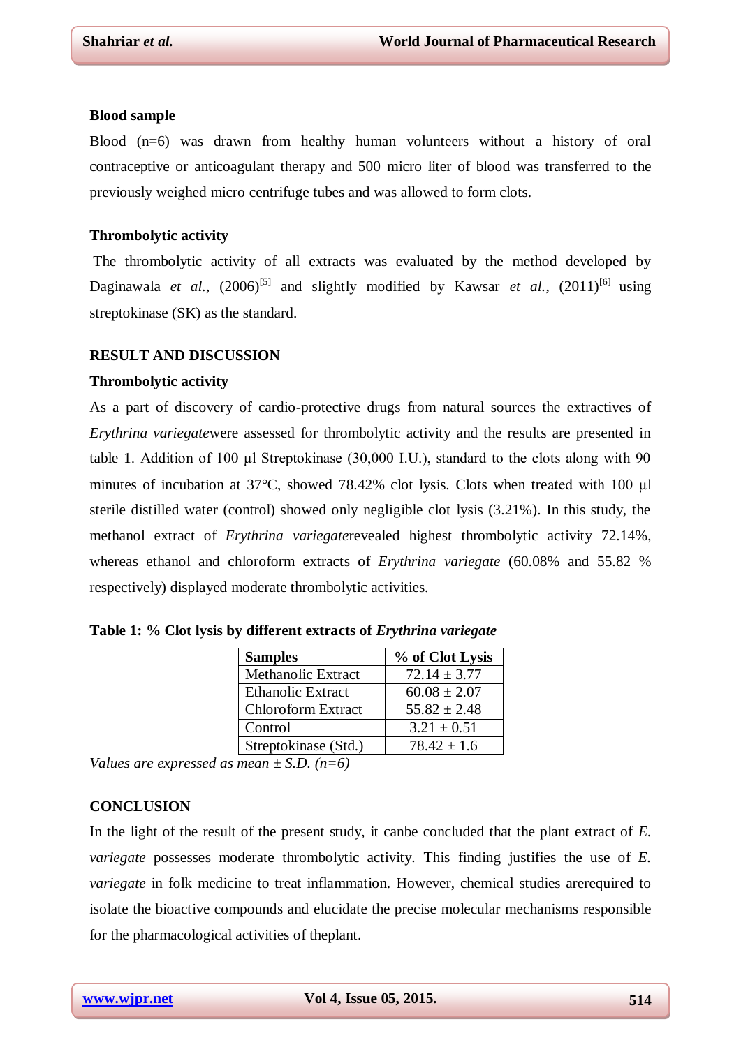**Blood sample**

Blood (n=6) was drawn from healthy human volunteers without a history of oral contraceptive or anticoagulant therapy and 500 micro liter of blood was transferred to the previously weighed micro centrifuge tubes and was allowed to form clots.

**Thrombolytic activity**

The thrombolytic activity of all extracts was evaluated by the method developed by Daginawala *et al.*, (2006)[5] and slightly modified by Kawsar *et al.*, (2011)[6] using streptokinase (SK) as the standard.

## RESULT AND DISCUSSION

**Thrombolytic activity**

As a part of discovery of cardio-protective drugs from natural sources the extractives of *Erythrina variegate*were assessed for thrombolytic activity and the results are presented in table 1. Addition of 100 µl Streptokinase (30,000 I.U.), standard to the clots along with 90 minutes of incubation at 37°C, showed 78.42% clot lysis. Clots when treated with 100 µl sterile distilled water (control) showed only negligible clot lysis (3.21%). In this study, the methanol extract of *Erythrina variegate*revealed highest thrombolytic activity 72.14%, whereas ethanol and chloroform extracts of *Erythrina variegate* (60.08% and 55.82 % respectively) displayed moderate thrombolytic activities.

**Table 1: % Clot lysis by different extracts of *Erythrina variegate***

| Samples | % of Clot Lysis |
|---|---|
| Methanolic Extract | 72.14 ± 3.77 |
| Ethanolic Extract | 60.08 ± 2.07 |
| Chloroform Extract | 55.82 ± 2.48 |
| Control | 3.21 ± 0.51 |
| Streptokinase (Std.) | 78.42 ± 1.6 |

*Values are expressed as mean ± S.D. (n=6)*

## CONCLUSION

In the light of the result of the present study, it canbe concluded that the plant extract of *E. variegate* possesses moderate thrombolytic activity. This finding justifies the use of *E. variegate* in folk medicine to treat inflammation. However, chemical studies arerequired to isolate the bioactive compounds and elucidate the precise molecular mechanisms responsible for the pharmacological activities of theplant.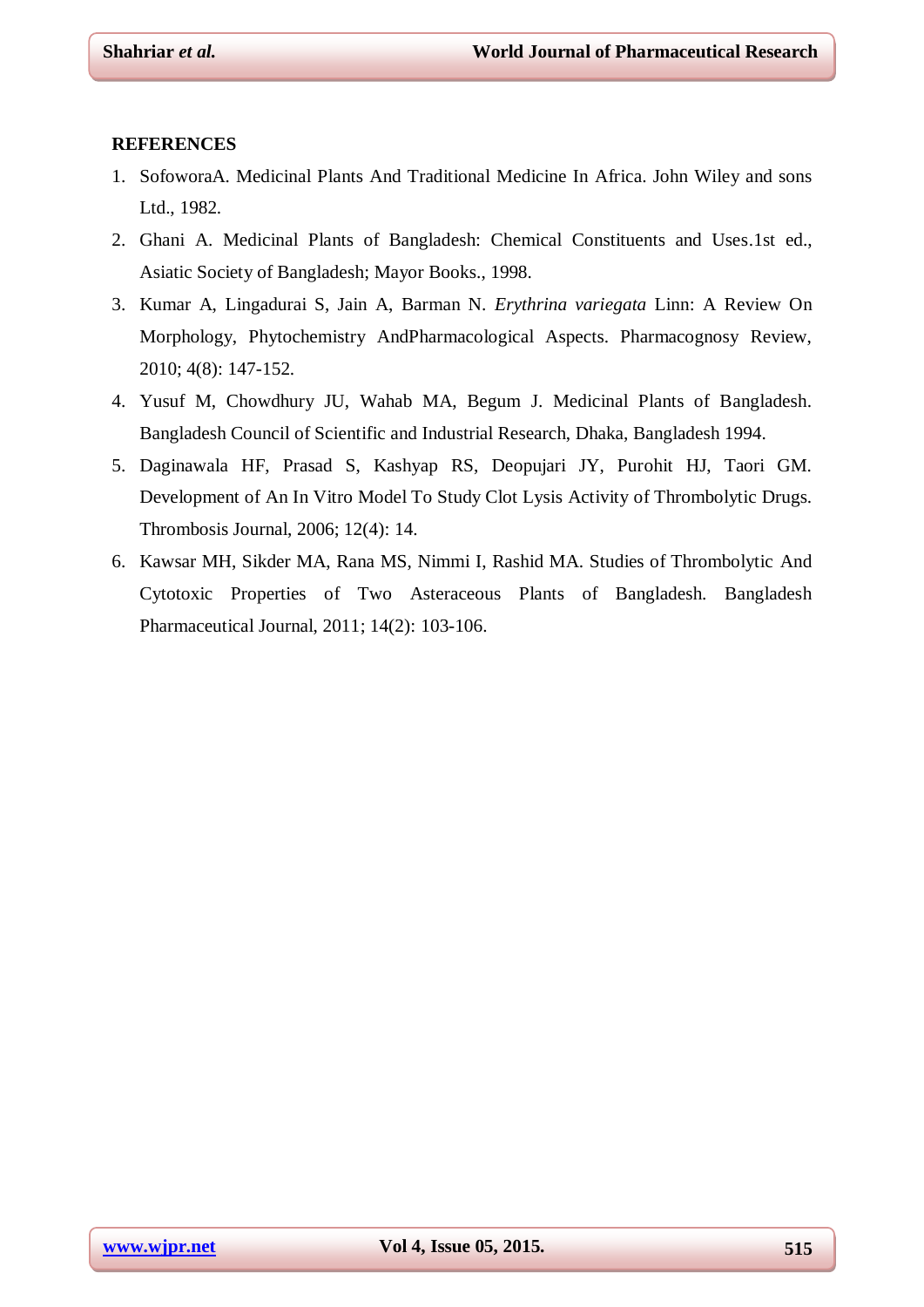## REFERENCES

1. SofoworaA. Medicinal Plants And Traditional Medicine In Africa. John Wiley and sons Ltd., 1982.
2. Ghani A. Medicinal Plants of Bangladesh: Chemical Constituents and Uses.1st ed., Asiatic Society of Bangladesh; Mayor Books., 1998.
3. Kumar A, Lingadurai S, Jain A, Barman N. *Erythrina variegata* Linn: A Review On Morphology, Phytochemistry AndPharmacological Aspects. Pharmacognosy Review, 2010; 4(8): 147-152.
4. Yusuf M, Chowdhury JU, Wahab MA, Begum J. Medicinal Plants of Bangladesh. Bangladesh Council of Scientific and Industrial Research, Dhaka, Bangladesh 1994.
5. Daginawala HF, Prasad S, Kashyap RS, Deopujari JY, Purohit HJ, Taori GM. Development of An In Vitro Model To Study Clot Lysis Activity of Thrombolytic Drugs. Thrombosis Journal, 2006; 12(4): 14.
6. Kawsar MH, Sikder MA, Rana MS, Nimmi I, Rashid MA. Studies of Thrombolytic And Cytotoxic Properties of Two Asteraceous Plants of Bangladesh. Bangladesh Pharmaceutical Journal, 2011; 14(2): 103-106.